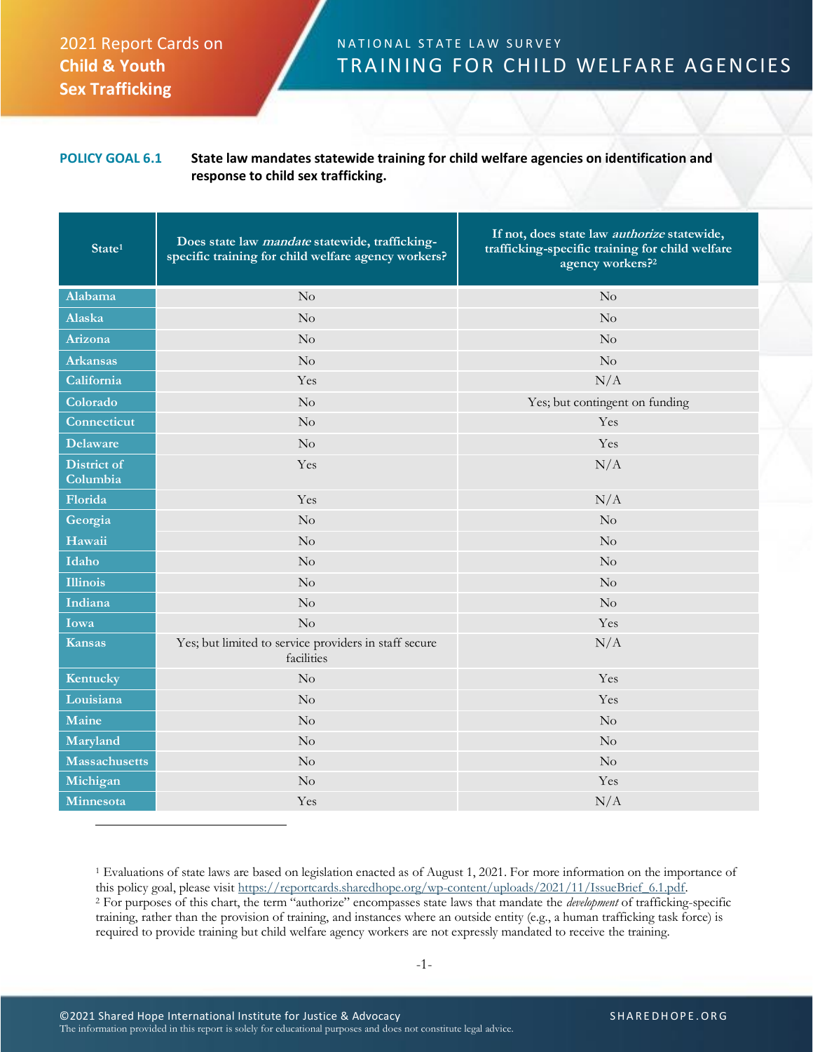2021 Report Cards on **Child & Youth Sex Trafficking**

NATIONAL STATE LAW SURVEY

# TRAINING FOR CHILD WELFARE AGENCIES

**POLICY GOAL 6.1** **State law mandates statewide training for child welfare agencies on identification and response to child sex trafficking.**

| State[1] | Does state law *mandate* statewide, trafficking-specific training for child welfare agency workers? | If not, does state law *authorize* statewide, trafficking-specific training for child welfare agency workers?[2] |
|---|---|---|
| Alabama | No | No |
| Alaska | No | No |
| Arizona | No | No |
| Arkansas | No | No |
| California | Yes | N/A |
| Colorado | No | Yes; but contingent on funding |
| Connecticut | No | Yes |
| Delaware | No | Yes |
| District of Columbia | Yes | N/A |
| Florida | Yes | N/A |
| Georgia | No | No |
| Hawaii | No | No |
| Idaho | No | No |
| Illinois | No | No |
| Indiana | No | No |
| Iowa | No | Yes |
| Kansas | Yes; but limited to service providers in staff secure facilities | N/A |
| Kentucky | No | Yes |
| Louisiana | No | Yes |
| Maine | No | No |
| Maryland | No | No |
| Massachusetts | No | No |
| Michigan | No | Yes |
| Minnesota | Yes | N/A |

[1] Evaluations of state laws are based on legislation enacted as of August 1, 2021. For more information on the importance of this policy goal, please visit https://reportcards.sharedhope.org/wp-content/uploads/2021/11/IssueBrief_6.1.pdf.
[2] For purposes of this chart, the term "authorize" encompasses state laws that mandate the *development* of trafficking-specific training, rather than the provision of training, and instances where an outside entity (e.g., a human trafficking task force) is required to provide training but child welfare agency workers are not expressly mandated to receive the training.

©2021 Shared Hope International Institute for Justice & Advocacy
The information provided in this report is solely for educational purposes and does not constitute legal advice.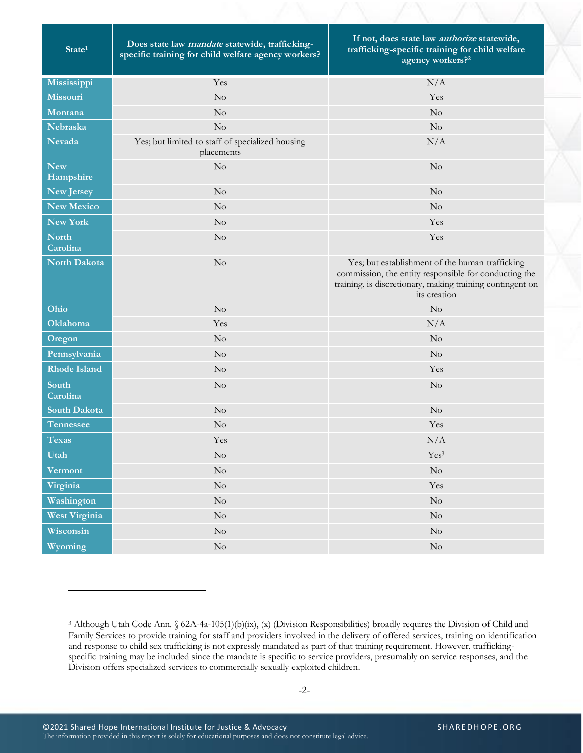| State[1] | Does state law *mandate* statewide, trafficking-specific training for child welfare agency workers? | If not, does state law *authorize* statewide, trafficking-specific training for child welfare agency workers?[2] |
|---|---|---|
| Mississippi | Yes | N/A |
| Missouri | No | Yes |
| Montana | No | No |
| Nebraska | No | No |
| Nevada | Yes; but limited to staff of specialized housing placements | N/A |
| New Hampshire | No | No |
| New Jersey | No | No |
| New Mexico | No | No |
| New York | No | Yes |
| North Carolina | No | Yes |
| North Dakota | No | Yes; but establishment of the human trafficking commission, the entity responsible for conducting the training, is discretionary, making training contingent on its creation |
| Ohio | No | No |
| Oklahoma | Yes | N/A |
| Oregon | No | No |
| Pennsylvania | No | No |
| Rhode Island | No | Yes |
| South Carolina | No | No |
| South Dakota | No | No |
| Tennessee | No | Yes |
| Texas | Yes | N/A |
| Utah | No | Yes[3] |
| Vermont | No | No |
| Virginia | No | Yes |
| Washington | No | No |
| West Virginia | No | No |
| Wisconsin | No | No |
| Wyoming | No | No |

[3] Although Utah Code Ann. § 62A-4a-105(1)(b)(ix), (x) (Division Responsibilities) broadly requires the Division of Child and Family Services to provide training for staff and providers involved in the delivery of offered services, training on identification and response to child sex trafficking is not expressly mandated as part of that training requirement. However, trafficking-specific training may be included since the mandate is specific to service providers, presumably on service responses, and the Division offers specialized services to commercially sexually exploited children.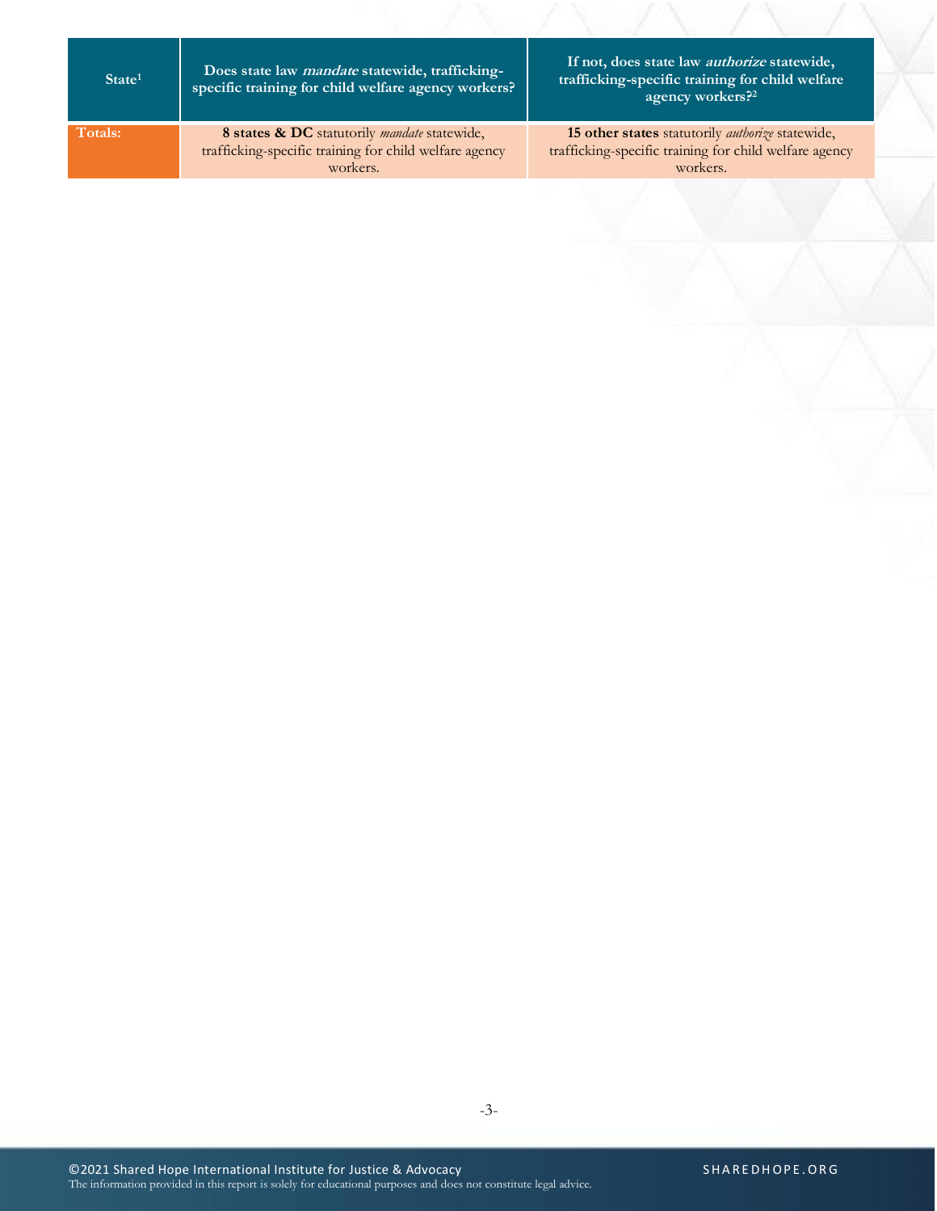| State[1] | Does state law *mandate* statewide, trafficking-specific training for child welfare agency workers? | If not, does state law *authorize* statewide, trafficking-specific training for child welfare agency workers?[2] |
|---|---|---|
| Totals: | **8 states & DC** statutorily *mandate* statewide, trafficking-specific training for child welfare agency workers. | **15 other states** statutorily *authorize* statewide, trafficking-specific training for child welfare agency workers. |

©2021 Shared Hope International Institute for Justice & Advocacy
The information provided in this report is solely for educational purposes and does not constitute legal advice.